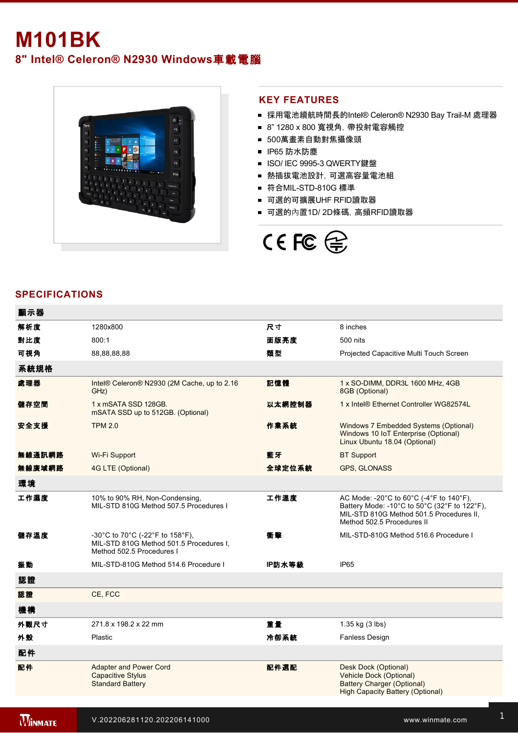# M101BK

## 8" Intel® Celeron® N2930 Windows車載電腦

## KEY FEATURES

- 採用電池續航時間長的Intel® Celeron® N2930 Bay Trail-M 處理器
- 8" 1280 x 800 寬視角, 帶投射電容觸控
- 500萬畫素自動對焦攝像頭
- IP65 防水防塵
- ISO/ IEC 9995-3 QWERTY鍵盤
- 熱插拔電池設計, 可選高容量電池組
- 符合MIL-STD-810G 標準
- 可選的可擴展UHF RFID讀取器
- 可選的內置1D/ 2D條碼, 高頻RFID讀取器

## SPECIFICATIONS

| 顯示器 | | | |
|---|---|---|---|
| 解析度 | 1280x800 | 尺寸 | 8 inches |
| 對比度 | 800:1 | 面版亮度 | 500 nits |
| 可視角 | 88,88,88,88 | 類型 | Projected Capacitive Multi Touch Screen |
| **系統規格** | | | |
| 處理器 | Intel® Celeron® N2930 (2M Cache, up to 2.16 GHz) | 記憶體 | 1 x SO-DIMM, DDR3L 1600 MHz, 4GB<br>8GB (Optional) |
| 儲存空間 | 1 x mSATA SSD 128GB.<br>mSATA SSD up to 512GB. (Optional) | 以太網控制器 | 1 x Intel® Ethernet Controller WG82574L |
| 安全支援 | TPM 2.0 | 作業系統 | Windows 7 Embedded Systems (Optional)<br>Windows 10 IoT Enterprise (Optional)<br>Linux Ubuntu 18.04 (Optional) |
| 無線通訊網路 | Wi-Fi Support | 藍牙 | BT Support |
| 無線廣域網路 | 4G LTE (Optional) | 全球定位系統 | GPS, GLONASS |
| **環境** | | | |
| 工作濕度 | 10% to 90% RH, Non-Condensing,<br>MIL-STD 810G Method 507.5 Procedures I | 工作溫度 | AC Mode: -20°C to 60°C (-4°F to 140°F),<br>Battery Mode: -10°C to 50°C (32°F to 122°F),<br>MIL-STD 810G Method 501.5 Procedures II,<br>Method 502.5 Procedures II |
| 儲存溫度 | -30°C to 70°C (-22°F to 158°F),<br>MIL-STD 810G Method 501.5 Procedures I,<br>Method 502.5 Procedures I | 衝擊 | MIL-STD-810G Method 516.6 Procedure I |
| 振動 | MIL-STD-810G Method 514.6 Procedure I | IP防水等級 | IP65 |
| **認證** | | | |
| 認證 | CE, FCC | | |
| **機構** | | | |
| 外觀尺寸 | 271.8 x 198.2 x 22 mm | 重量 | 1.35 kg (3 lbs) |
| 外殼 | Plastic | 冷卻系統 | Fanless Design |
| **配件** | | | |
| 配件 | Adapter and Power Cord<br>Capacitive Stylus<br>Standard Battery | 配件選配 | Desk Dock (Optional)<br>Vehicle Dock (Optional)<br>Battery Charger (Optional)<br>High Capacity Battery (Optional) |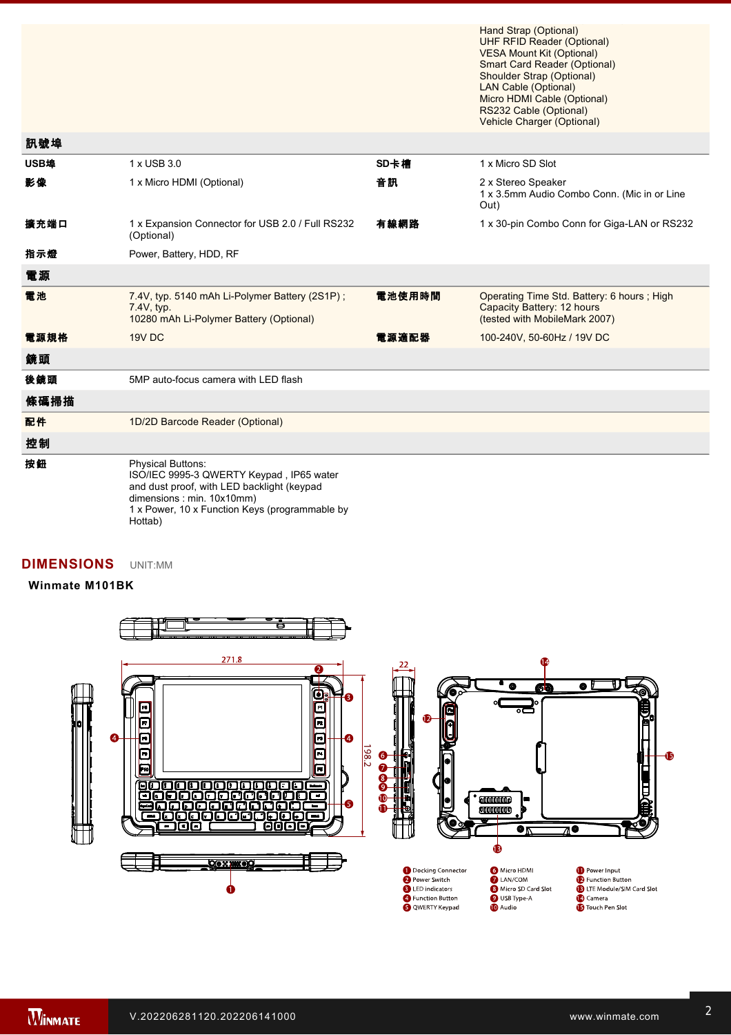| | | | |
|---|---|---|---|
| | | | Hand Strap (Optional)<br>UHF RFID Reader (Optional)<br>VESA Mount Kit (Optional)<br>Smart Card Reader (Optional)<br>Shoulder Strap (Optional)<br>LAN Cable (Optional)<br>Micro HDMI Cable (Optional)<br>RS232 Cable (Optional)<br>Vehicle Charger (Optional) |
| **訊號埠** | | | |
| **USB埠** | 1 x USB 3.0 | **SD卡槽** | 1 x Micro SD Slot |
| **影像** | 1 x Micro HDMI (Optional) | **音訊** | 2 x Stereo Speaker<br>1 x 3.5mm Audio Combo Conn. (Mic in or Line Out) |
| **擴充端口** | 1 x Expansion Connector for USB 2.0 / Full RS232 (Optional) | **有線網路** | 1 x 30-pin Combo Conn for Giga-LAN or RS232 |
| **指示燈** | Power, Battery, HDD, RF | | |
| **電源** | | | |
| **電池** | 7.4V, typ. 5140 mAh Li-Polymer Battery (2S1P) ;<br>7.4V, typ.<br>10280 mAh Li-Polymer Battery (Optional) | **電池使用時間** | Operating Time Std. Battery: 6 hours ; High Capacity Battery: 12 hours<br>(tested with MobileMark 2007) |
| **電源規格** | 19V DC | **電源適配器** | 100-240V, 50-60Hz / 19V DC |
| **鏡頭** | | | |
| **後鏡頭** | 5MP auto-focus camera with LED flash | | |
| **條碼掃描** | | | |
| **配件** | 1D/2D Barcode Reader (Optional) | | |
| **控制** | | | |
| **按鈕** | Physical Buttons:<br>ISO/IEC 9995-3 QWERTY Keypad , IP65 water and dust proof, with LED backlight (keypad dimensions : min. 10x10mm)<br>1 x Power, 10 x Function Keys (programmable by Hottab) | | |

## DIMENSIONS UNIT:MM

**Winmate M101BK**

271.8 | 198.2 | 22

1. Docking Connector
2. Power Switch
3. LED indicators
4. Function Button
5. QWERTY Keypad
6. Micro HDMI
7. LAN/COM
8. Micro SD Card Slot
9. USB Type-A
10. Audio
11. Power Input
12. Function Button
13. LTE Module/SIM Card Slot
14. Camera
15. Touch Pen Slot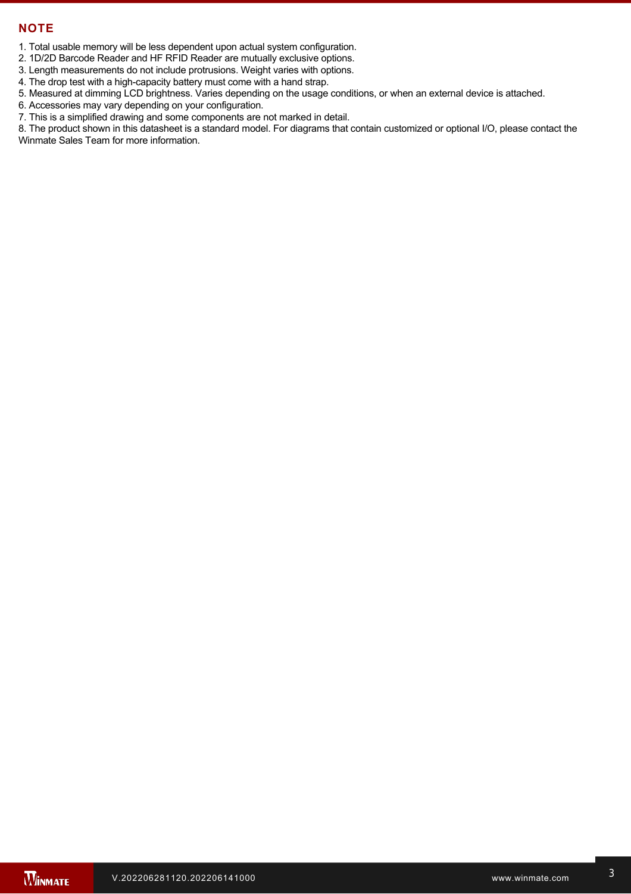## NOTE

1. Total usable memory will be less dependent upon actual system configuration.
2. 1D/2D Barcode Reader and HF RFID Reader are mutually exclusive options.
3. Length measurements do not include protrusions. Weight varies with options.
4. The drop test with a high-capacity battery must come with a hand strap.
5. Measured at dimming LCD brightness. Varies depending on the usage conditions, or when an external device is attached.
6. Accessories may vary depending on your configuration.
7. This is a simplified drawing and some components are not marked in detail.
8. The product shown in this datasheet is a standard model. For diagrams that contain customized or optional I/O, please contact the Winmate Sales Team for more information.